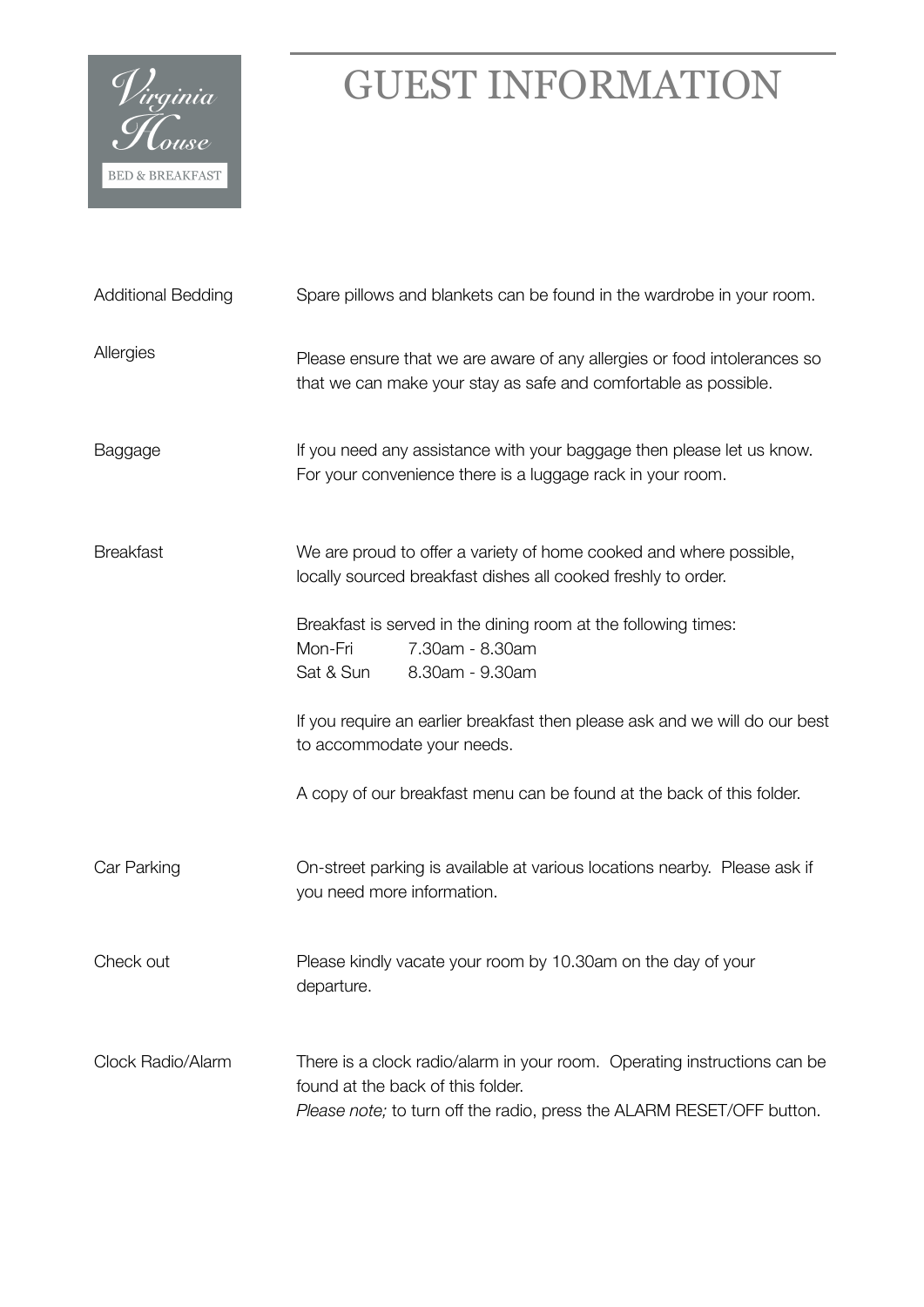Virginia House

BED & BREAKFAST

# GUEST INFORMATION

| | |
|---|---|
| Additional Bedding | Spare pillows and blankets can be found in the wardrobe in your room. |
| Allergies | Please ensure that we are aware of any allergies or food intolerances so that we can make your stay as safe and comfortable as possible. |
| Baggage | If you need any assistance with your baggage then please let us know. For your convenience there is a luggage rack in your room. |
| Breakfast | We are proud to offer a variety of home cooked and where possible, locally sourced breakfast dishes all cooked freshly to order.<br><br>Breakfast is served in the dining room at the following times:<br>Mon-Fri 7.30am - 8.30am<br>Sat & Sun 8.30am - 9.30am<br><br>If you require an earlier breakfast then please ask and we will do our best to accommodate your needs.<br><br>A copy of our breakfast menu can be found at the back of this folder. |
| Car Parking | On-street parking is available at various locations nearby. Please ask if you need more information. |
| Check out | Please kindly vacate your room by 10.30am on the day of your departure. |
| Clock Radio/Alarm | There is a clock radio/alarm in your room. Operating instructions can be found at the back of this folder.<br>*Please note;* to turn off the radio, press the ALARM RESET/OFF button. |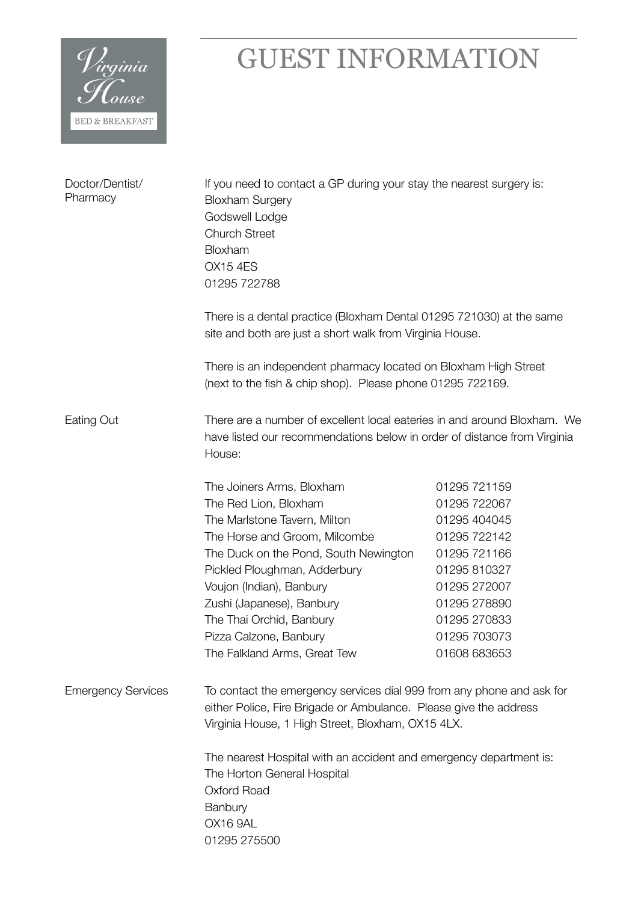Virginia House

BED & BREAKFAST

# GUEST INFORMATION

## Doctor/Dentist/ Pharmacy

If you need to contact a GP during your stay the nearest surgery is:
Bloxham Surgery
Godswell Lodge
Church Street
Bloxham
OX15 4ES
01295 722788

There is a dental practice (Bloxham Dental 01295 721030) at the same site and both are just a short walk from Virginia House.

There is an independent pharmacy located on Bloxham High Street (next to the fish & chip shop). Please phone 01295 722169.

## Eating Out

There are a number of excellent local eateries in and around Bloxham. We have listed our recommendations below in order of distance from Virginia House:

| | |
|---|---|
| The Joiners Arms, Bloxham | 01295 721159 |
| The Red Lion, Bloxham | 01295 722067 |
| The Marlstone Tavern, Milton | 01295 404045 |
| The Horse and Groom, Milcombe | 01295 722142 |
| The Duck on the Pond, South Newington | 01295 721166 |
| Pickled Ploughman, Adderbury | 01295 810327 |
| Voujon (Indian), Banbury | 01295 272007 |
| Zushi (Japanese), Banbury | 01295 278890 |
| The Thai Orchid, Banbury | 01295 270833 |
| Pizza Calzone, Banbury | 01295 703073 |
| The Falkland Arms, Great Tew | 01608 683653 |

## Emergency Services

To contact the emergency services dial 999 from any phone and ask for either Police, Fire Brigade or Ambulance. Please give the address Virginia House, 1 High Street, Bloxham, OX15 4LX.

The nearest Hospital with an accident and emergency department is:
The Horton General Hospital
Oxford Road
Banbury
OX16 9AL
01295 275500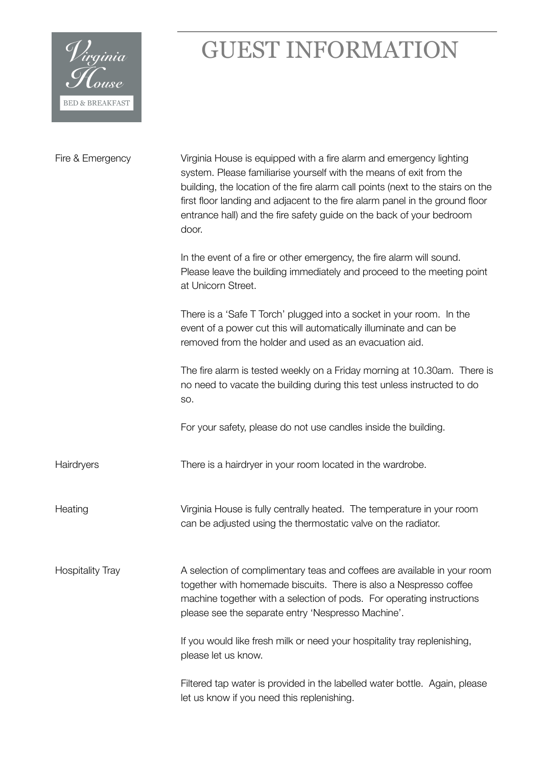# GUEST INFORMATION

**Fire & Emergency**

Virginia House is equipped with a fire alarm and emergency lighting system. Please familiarise yourself with the means of exit from the building, the location of the fire alarm call points (next to the stairs on the first floor landing and adjacent to the fire alarm panel in the ground floor entrance hall) and the fire safety guide on the back of your bedroom door.

In the event of a fire or other emergency, the fire alarm will sound. Please leave the building immediately and proceed to the meeting point at Unicorn Street.

There is a 'Safe T Torch' plugged into a socket in your room. In the event of a power cut this will automatically illuminate and can be removed from the holder and used as an evacuation aid.

The fire alarm is tested weekly on a Friday morning at 10.30am. There is no need to vacate the building during this test unless instructed to do so.

For your safety, please do not use candles inside the building.

**Hairdryers**

There is a hairdryer in your room located in the wardrobe.

**Heating**

Virginia House is fully centrally heated. The temperature in your room can be adjusted using the thermostatic valve on the radiator.

**Hospitality Tray**

A selection of complimentary teas and coffees are available in your room together with homemade biscuits. There is also a Nespresso coffee machine together with a selection of pods. For operating instructions please see the separate entry 'Nespresso Machine'.

If you would like fresh milk or need your hospitality tray replenishing, please let us know.

Filtered tap water is provided in the labelled water bottle. Again, please let us know if you need this replenishing.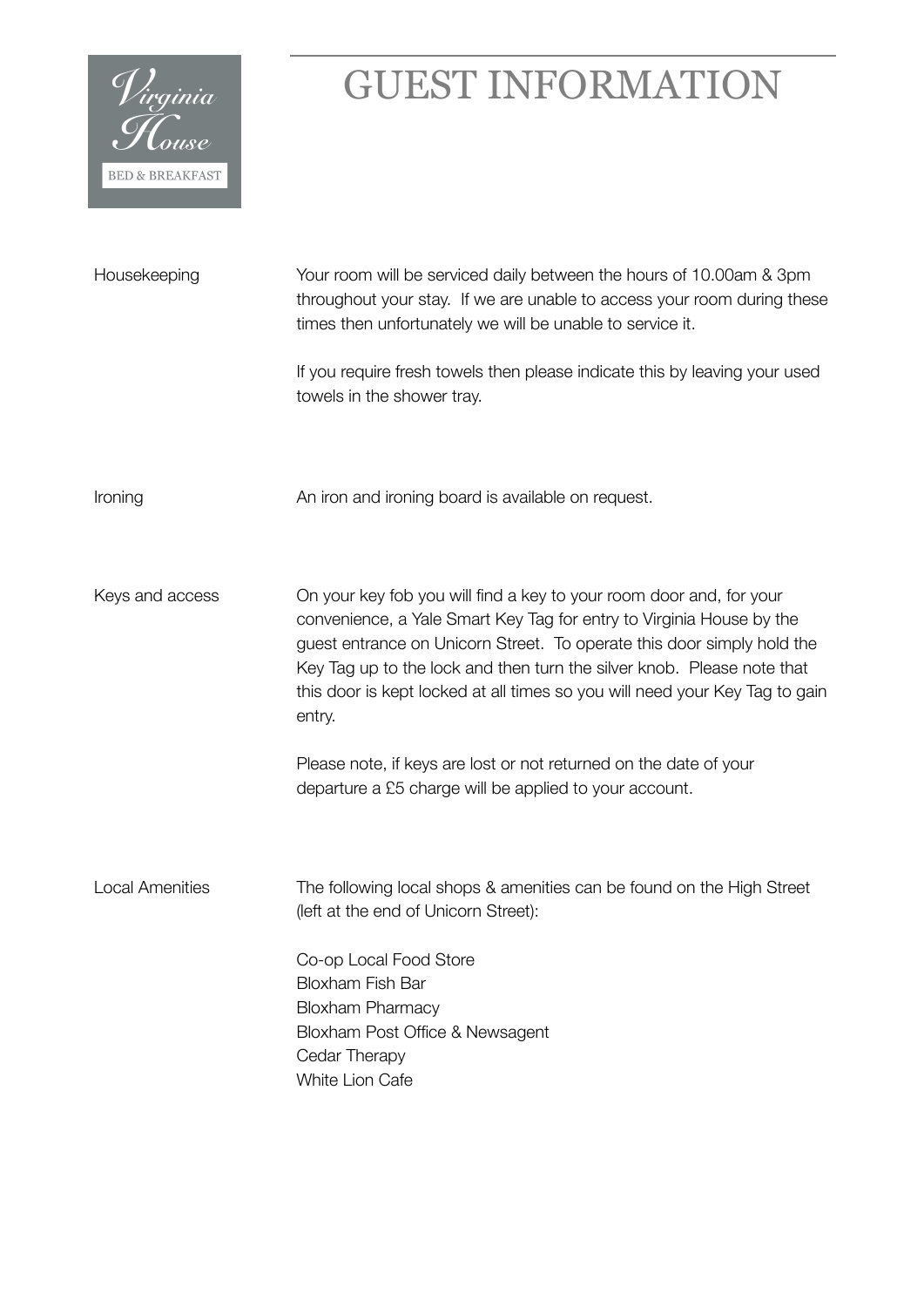# GUEST INFORMATION

## Housekeeping

Your room will be serviced daily between the hours of 10.00am & 3pm throughout your stay. If we are unable to access your room during these times then unfortunately we will be unable to service it.

If you require fresh towels then please indicate this by leaving your used towels in the shower tray.

## Ironing

An iron and ironing board is available on request.

## Keys and access

On your key fob you will find a key to your room door and, for your convenience, a Yale Smart Key Tag for entry to Virginia House by the guest entrance on Unicorn Street. To operate this door simply hold the Key Tag up to the lock and then turn the silver knob. Please note that this door is kept locked at all times so you will need your Key Tag to gain entry.

Please note, if keys are lost or not returned on the date of your departure a £5 charge will be applied to your account.

## Local Amenities

The following local shops & amenities can be found on the High Street (left at the end of Unicorn Street):

Co-op Local Food Store
Bloxham Fish Bar
Bloxham Pharmacy
Bloxham Post Office & Newsagent
Cedar Therapy
White Lion Cafe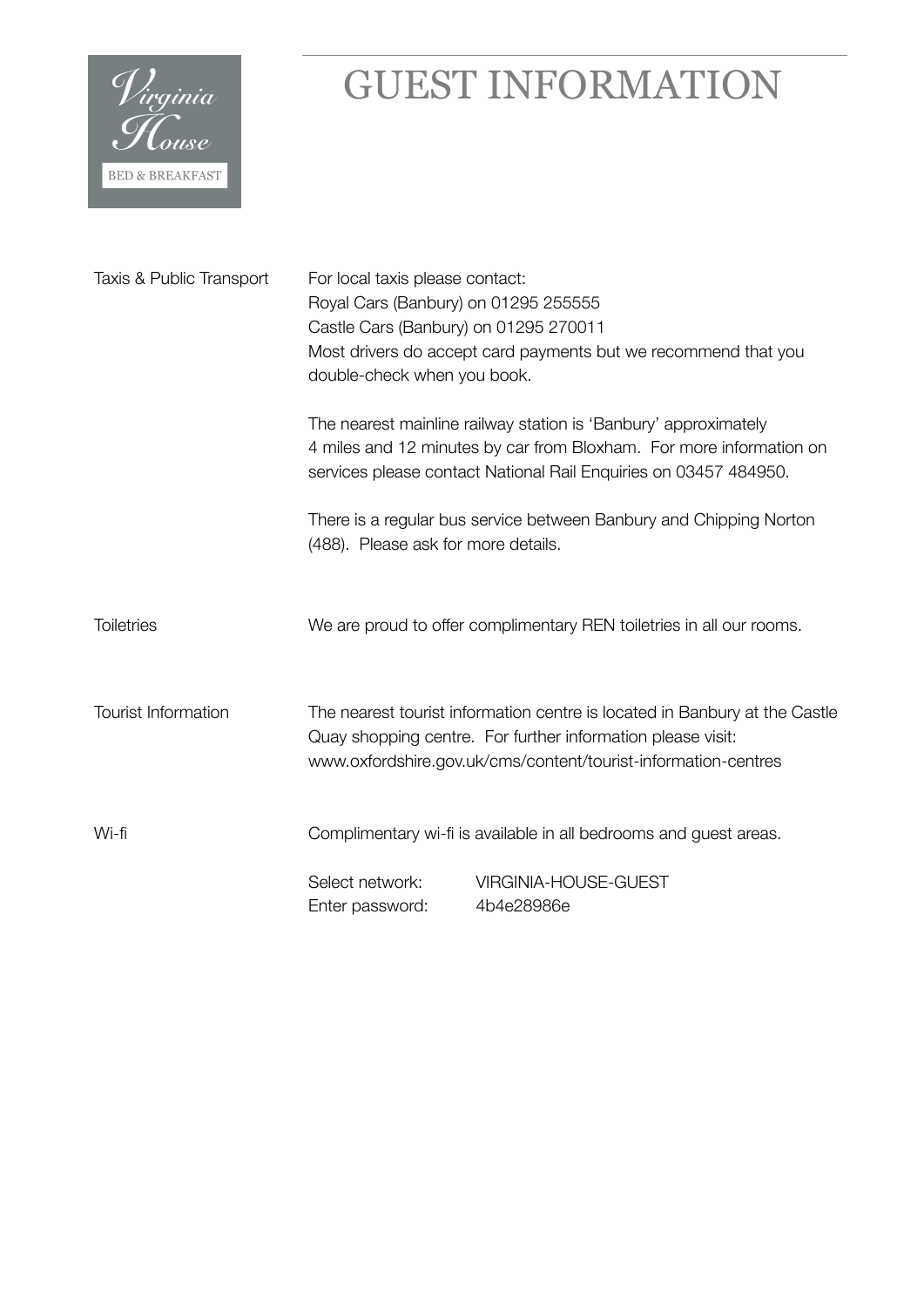Virginia House
BED & BREAKFAST

# GUEST INFORMATION

**Taxis & Public Transport**

For local taxis please contact:
Royal Cars (Banbury) on 01295 255555
Castle Cars (Banbury) on 01295 270011
Most drivers do accept card payments but we recommend that you double-check when you book.

The nearest mainline railway station is 'Banbury' approximately 4 miles and 12 minutes by car from Bloxham. For more information on services please contact National Rail Enquiries on 03457 484950.

There is a regular bus service between Banbury and Chipping Norton (488). Please ask for more details.

**Toiletries**

We are proud to offer complimentary REN toiletries in all our rooms.

**Tourist Information**

The nearest tourist information centre is located in Banbury at the Castle Quay shopping centre. For further information please visit: www.oxfordshire.gov.uk/cms/content/tourist-information-centres

**Wi-fi**

Complimentary wi-fi is available in all bedrooms and guest areas.

Select network: VIRGINIA-HOUSE-GUEST
Enter password: 4b4e28986e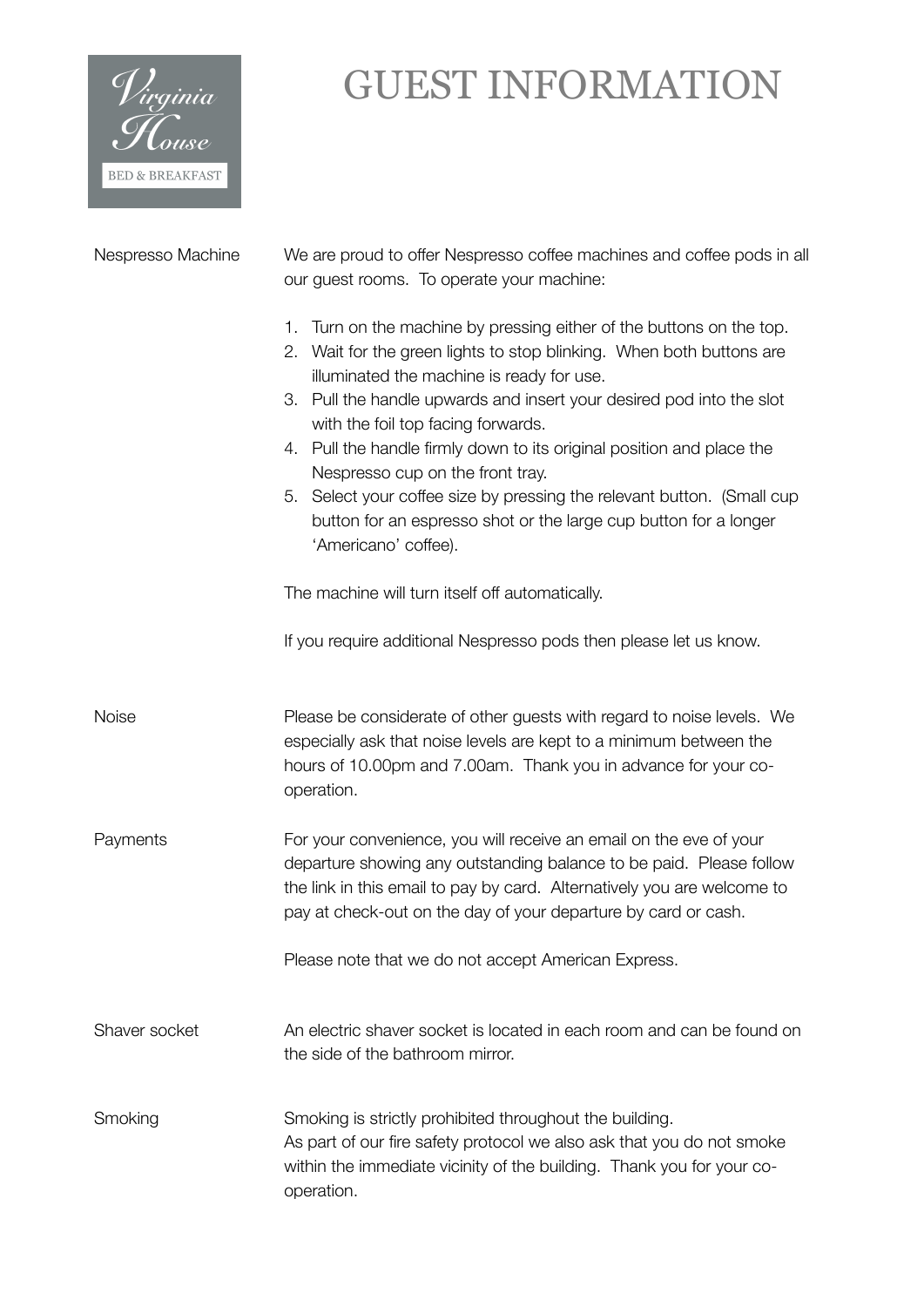Virginia House

BED & BREAKFAST

# GUEST INFORMATION

## Nespresso Machine

We are proud to offer Nespresso coffee machines and coffee pods in all our guest rooms. To operate your machine:

1. Turn on the machine by pressing either of the buttons on the top.
2. Wait for the green lights to stop blinking. When both buttons are illuminated the machine is ready for use.
3. Pull the handle upwards and insert your desired pod into the slot with the foil top facing forwards.
4. Pull the handle firmly down to its original position and place the Nespresso cup on the front tray.
5. Select your coffee size by pressing the relevant button. (Small cup button for an espresso shot or the large cup button for a longer 'Americano' coffee).

The machine will turn itself off automatically.

If you require additional Nespresso pods then please let us know.

## Noise

Please be considerate of other guests with regard to noise levels. We especially ask that noise levels are kept to a minimum between the hours of 10.00pm and 7.00am. Thank you in advance for your co-operation.

## Payments

For your convenience, you will receive an email on the eve of your departure showing any outstanding balance to be paid. Please follow the link in this email to pay by card. Alternatively you are welcome to pay at check-out on the day of your departure by card or cash.

Please note that we do not accept American Express.

## Shaver socket

An electric shaver socket is located in each room and can be found on the side of the bathroom mirror.

## Smoking

Smoking is strictly prohibited throughout the building.
As part of our fire safety protocol we also ask that you do not smoke within the immediate vicinity of the building. Thank you for your co-operation.